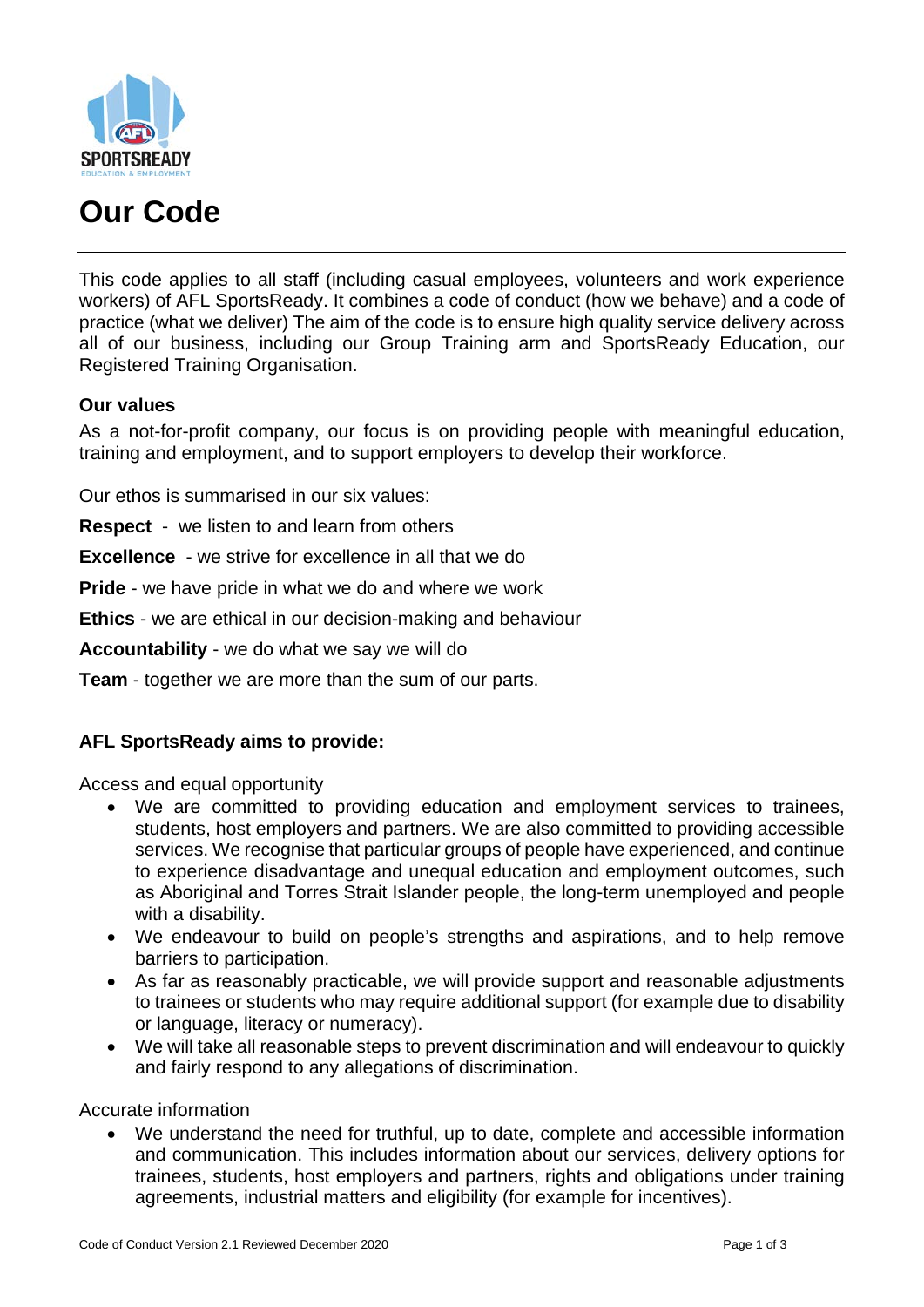# Our Code

This code applies to all staff (including casual employees, volunteers and work experience workers) of AFL SportsReady. It combines a code of conduct (how we behave) and a code of practice (what we deliver) The aim of the code is to ensure high quality service delivery across all of our business, including our Group Training arm and SportsReady Education, our Registered Training Organisation.

**Our values**

As a not-for-profit company, our focus is on providing people with meaningful education, training and employment, and to support employers to develop their workforce.

Our ethos is summarised in our six values:

**Respect** - we listen to and learn from others

**Excellence** - we strive for excellence in all that we do

**Pride** - we have pride in what we do and where we work

**Ethics** - we are ethical in our decision-making and behaviour

**Accountability** - we do what we say we will do

**Team** - together we are more than the sum of our parts.

**AFL SportsReady aims to provide:**

Access and equal opportunity

- We are committed to providing education and employment services to trainees, students, host employers and partners. We are also committed to providing accessible services. We recognise that particular groups of people have experienced, and continue to experience disadvantage and unequal education and employment outcomes, such as Aboriginal and Torres Strait Islander people, the long-term unemployed and people with a disability.
- We endeavour to build on people's strengths and aspirations, and to help remove barriers to participation.
- As far as reasonably practicable, we will provide support and reasonable adjustments to trainees or students who may require additional support (for example due to disability or language, literacy or numeracy).
- We will take all reasonable steps to prevent discrimination and will endeavour to quickly and fairly respond to any allegations of discrimination.

Accurate information

- We understand the need for truthful, up to date, complete and accessible information and communication. This includes information about our services, delivery options for trainees, students, host employers and partners, rights and obligations under training agreements, industrial matters and eligibility (for example for incentives).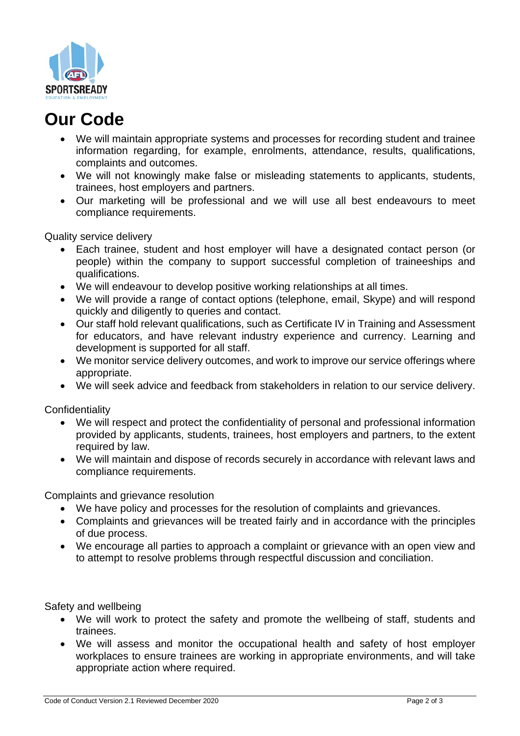# Our Code

- We will maintain appropriate systems and processes for recording student and trainee information regarding, for example, enrolments, attendance, results, qualifications, complaints and outcomes.
- We will not knowingly make false or misleading statements to applicants, students, trainees, host employers and partners.
- Our marketing will be professional and we will use all best endeavours to meet compliance requirements.

Quality service delivery

- Each trainee, student and host employer will have a designated contact person (or people) within the company to support successful completion of traineeships and qualifications.
- We will endeavour to develop positive working relationships at all times.
- We will provide a range of contact options (telephone, email, Skype) and will respond quickly and diligently to queries and contact.
- Our staff hold relevant qualifications, such as Certificate IV in Training and Assessment for educators, and have relevant industry experience and currency. Learning and development is supported for all staff.
- We monitor service delivery outcomes, and work to improve our service offerings where appropriate.
- We will seek advice and feedback from stakeholders in relation to our service delivery.

Confidentiality

- We will respect and protect the confidentiality of personal and professional information provided by applicants, students, trainees, host employers and partners, to the extent required by law.
- We will maintain and dispose of records securely in accordance with relevant laws and compliance requirements.

Complaints and grievance resolution

- We have policy and processes for the resolution of complaints and grievances.
- Complaints and grievances will be treated fairly and in accordance with the principles of due process.
- We encourage all parties to approach a complaint or grievance with an open view and to attempt to resolve problems through respectful discussion and conciliation.

Safety and wellbeing

- We will work to protect the safety and promote the wellbeing of staff, students and trainees.
- We will assess and monitor the occupational health and safety of host employer workplaces to ensure trainees are working in appropriate environments, and will take appropriate action where required.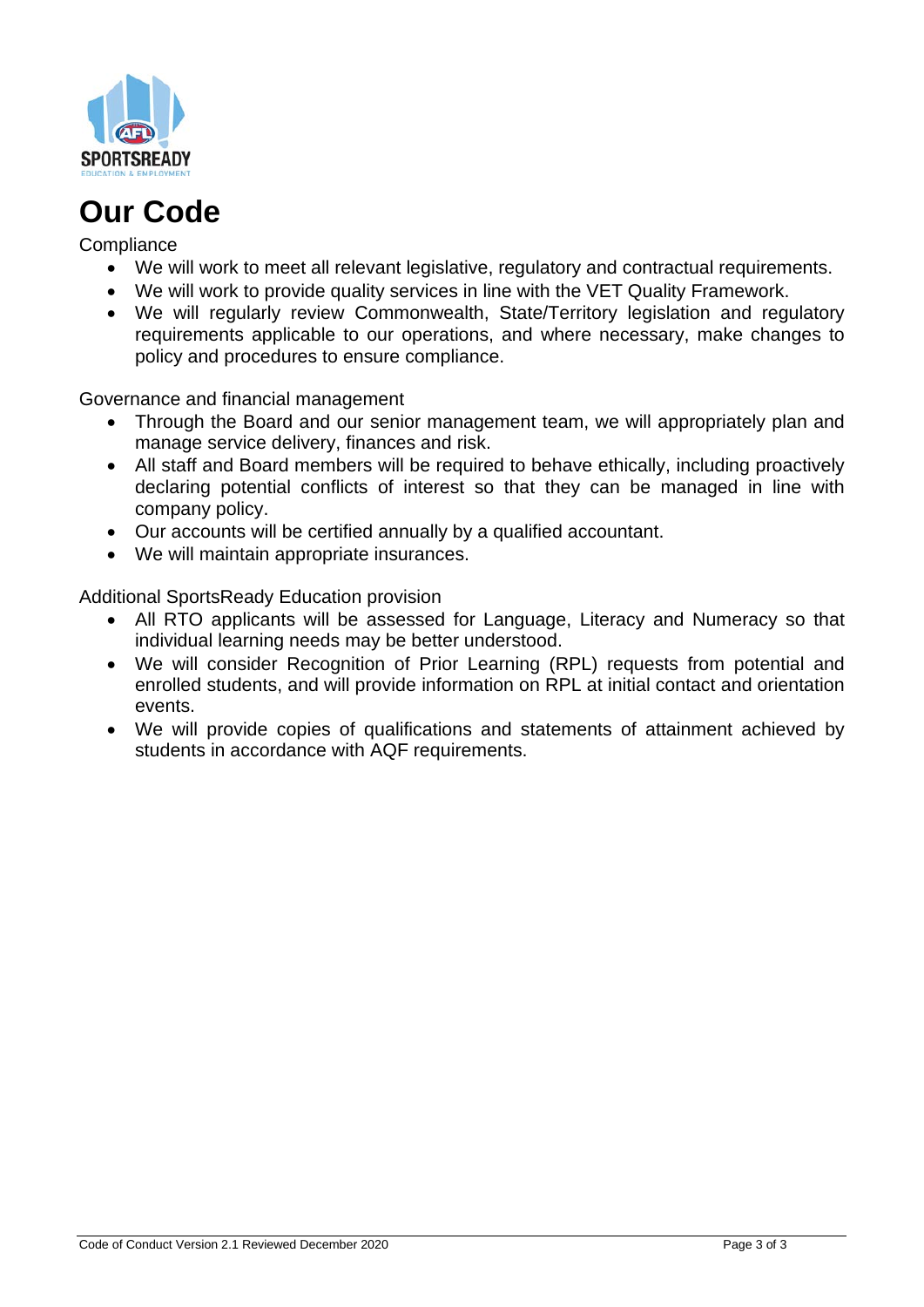# Our Code

Compliance

- We will work to meet all relevant legislative, regulatory and contractual requirements.
- We will work to provide quality services in line with the VET Quality Framework.
- We will regularly review Commonwealth, State/Territory legislation and regulatory requirements applicable to our operations, and where necessary, make changes to policy and procedures to ensure compliance.

Governance and financial management

- Through the Board and our senior management team, we will appropriately plan and manage service delivery, finances and risk.
- All staff and Board members will be required to behave ethically, including proactively declaring potential conflicts of interest so that they can be managed in line with company policy.
- Our accounts will be certified annually by a qualified accountant.
- We will maintain appropriate insurances.

Additional SportsReady Education provision

- All RTO applicants will be assessed for Language, Literacy and Numeracy so that individual learning needs may be better understood.
- We will consider Recognition of Prior Learning (RPL) requests from potential and enrolled students, and will provide information on RPL at initial contact and orientation events.
- We will provide copies of qualifications and statements of attainment achieved by students in accordance with AQF requirements.